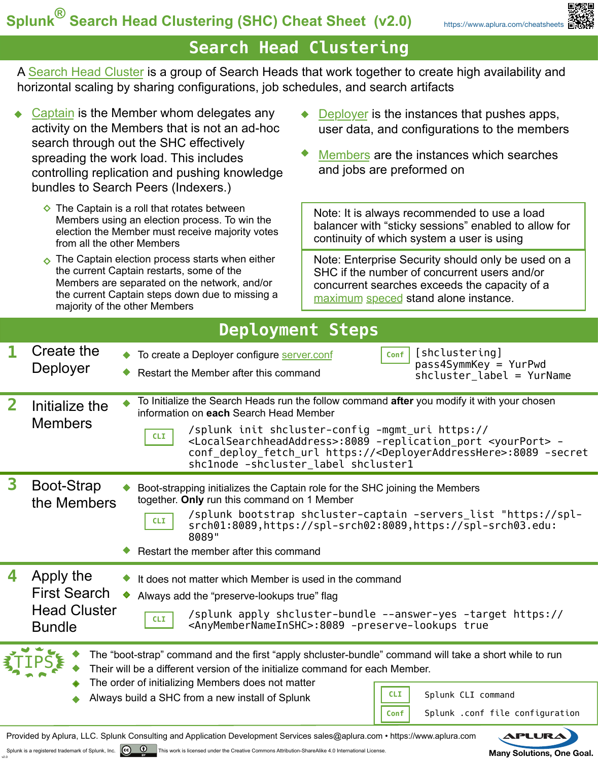# Splunk® Search Head Clustering (SHC) Cheat Sheet (v2.0)

https://www.aplura.com/cheatsheets

## Search Head Clustering

A Search Head Cluster is a group of Search Heads that work together to create high availability and horizontal scaling by sharing configurations, job schedules, and search artifacts

- Captain is the Member whom delegates any activity on the Members that is not an ad-hoc search through out the SHC effectively spreading the work load. This includes controlling replication and pushing knowledge bundles to Search Peers (Indexers.)
  - The Captain is a roll that rotates between Members using an election process. To win the election the Member must receive majority votes from all the other Members
  - The Captain election process starts when either the current Captain restarts, some of the Members are separated on the network, and/or the current Captain steps down due to missing a majority of the other Members
- Deployer is the instances that pushes apps, user data, and configurations to the members
- Members are the instances which searches and jobs are preformed on

Note: It is always recommended to use a load balancer with “sticky sessions” enabled to allow for continuity of which system a user is using

Note: Enterprise Security should only be used on a SHC if the number of concurrent users and/or concurrent searches exceeds the capacity of a maximum speced stand alone instance.

## Deployment Steps

### 1 Create the Deployer

- To create a Deployer configure server.conf
- Restart the Member after this command

**Conf**
```
[shclustering]
pass4SymmKey = YurPwd
shcluster_label = YurName
```

### 2 Initialize the Members

- To Initialize the Search Heads run the follow command **after** you modify it with your chosen information on **each** Search Head Member

**CLI**
```
/splunk init shcluster-config -mgmt_uri https://<LocalSearchheadAddress>:8089 -replication_port <yourPort> -conf_deploy_fetch_url https://<DeployerAddressHere>:8089 -secret shc1node -shcluster_label shcluster1
```

### 3 Boot-Strap the Members

- Boot-strapping initializes the Captain role for the SHC joining the Members together. **Only** run this command on 1 Member

**CLI**
```
/splunk bootstrap shcluster-captain -servers_list "https://spl-srch01:8089,https://spl-srch02:8089,https://spl-srch03.edu:8089"
```

- Restart the member after this command

### 4 Apply the First Search Head Cluster Bundle

- It does not matter which Member is used in the command
- Always add the “preserve-lookups true” flag

**CLI**
```
/splunk apply shcluster-bundle --answer-yes -target https://<AnyMemberNameInSHC>:8089 -preserve-lookups true
```

## TIPS

- The “boot-strap” command and the first “apply shcluster-bundle” command will take a short while to run
- Their will be a different version of the initialize command for each Member.
- The order of initializing Members does not matter
- Always build a SHC from a new install of Splunk

| | |
|---|---|
| CLI | Splunk CLI command |
| Conf | Splunk .conf file configuration |

Provided by Aplura, LLC. Splunk Consulting and Application Development Services sales@aplura.com • https://www.aplura.com

Splunk is a registered trademark of Splunk, Inc. This work is licensed under the Creative Commons Attribution-ShareAlike 4.0 International License.

Many Solutions, One Goal.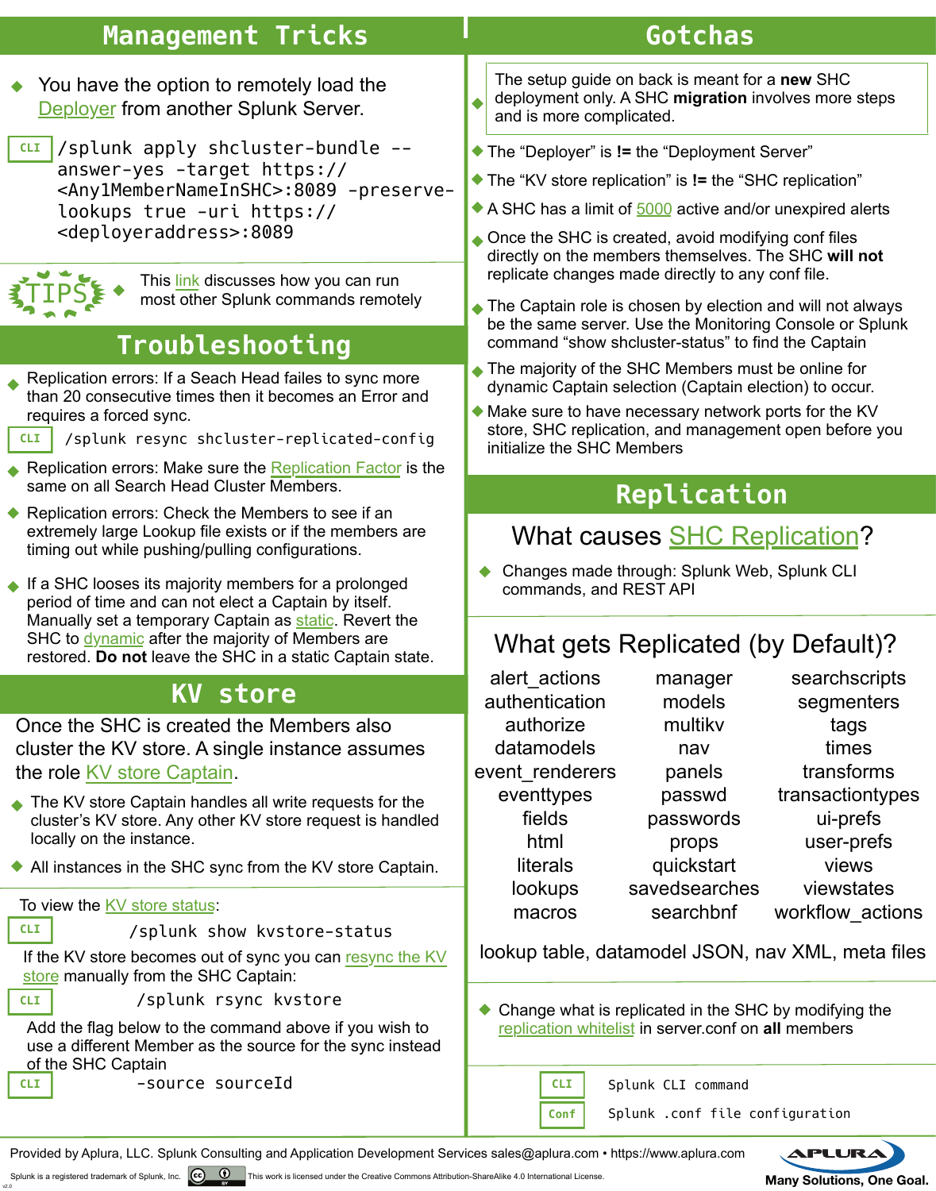## Management Tricks

- You have the option to remotely load the Deployer from another Splunk Server.

CLI
```
/splunk apply shcluster-bundle --answer-yes -target https://<Any1MemberNameInSHC>:8089 -preserve-lookups true -uri https://<deployeraddress>:8089
```

TIPS
- This link discusses how you can run most other Splunk commands remotely

## Troubleshooting

- Replication errors: If a Seach Head failes to sync more than 20 consecutive times then it becomes an Error and requires a forced sync.

CLI
```
/splunk resync shcluster-replicated-config
```

- Replication errors: Make sure the Replication Factor is the same on all Search Head Cluster Members.
- Replication errors: Check the Members to see if an extremely large Lookup file exists or if the members are timing out while pushing/pulling configurations.
- If a SHC looses its majority members for a prolonged period of time and can not elect a Captain by itself. Manually set a temporary Captain as static. Revert the SHC to dynamic after the majority of Members are restored. **Do not** leave the SHC in a static Captain state.

## KV store

Once the SHC is created the Members also cluster the KV store. A single instance assumes the role KV store Captain.

- The KV store Captain handles all write requests for the cluster's KV store. Any other KV store request is handled locally on the instance.
- All instances in the SHC sync from the KV store Captain.

To view the KV store status:

CLI
```
/splunk show kvstore-status
```

If the KV store becomes out of sync you can resync the KV store manually from the SHC Captain:

CLI
```
/splunk rsync kvstore
```

Add the flag below to the command above if you wish to use a different Member as the source for the sync instead of the SHC Captain

CLI
```
-source sourceId
```

## Gotchas

- The setup guide on back is meant for a **new** SHC deployment only. A SHC **migration** involves more steps and is more complicated.
- The "Deployer" is **!=** the "Deployment Server"
- The "KV store replication" is **!=** the "SHC replication"
- A SHC has a limit of 5000 active and/or unexpired alerts
- Once the SHC is created, avoid modifying conf files directly on the members themselves. The SHC **will not** replicate changes made directly to any conf file.
- The Captain role is chosen by election and will not always be the same server. Use the Monitoring Console or Splunk command "show shcluster-status" to find the Captain
- The majority of the SHC Members must be online for dynamic Captain selection (Captain election) to occur.
- Make sure to have necessary network ports for the KV store, SHC replication, and management open before you initialize the SHC Members

## Replication

### What causes SHC Replication?

- Changes made through: Splunk Web, Splunk CLI commands, and REST API

### What gets Replicated (by Default)?

| | | |
|---|---|---|
| alert_actions | manager | searchscripts |
| authentication | models | segmenters |
| authorize | multikv | tags |
| datamodels | nav | times |
| event_renderers | panels | transforms |
| eventtypes | passwd | transactiontypes |
| fields | passwords | ui-prefs |
| html | props | user-prefs |
| literals | quickstart | views |
| lookups | savedsearches | viewstates |
| macros | searchbnf | workflow_actions |

lookup table, datamodel JSON, nav XML, meta files

- Change what is replicated in the SHC by modifying the replication whitelist in server.conf on **all** members

CLI — Splunk CLI command

Conf — Splunk .conf file configuration

Provided by Aplura, LLC. Splunk Consulting and Application Development Services sales@aplura.com • https://www.aplura.com

Splunk is a registered trademark of Splunk, Inc. This work is licensed under the Creative Commons Attribution-ShareAlike 4.0 International License.

APLURA Many Solutions, One Goal.